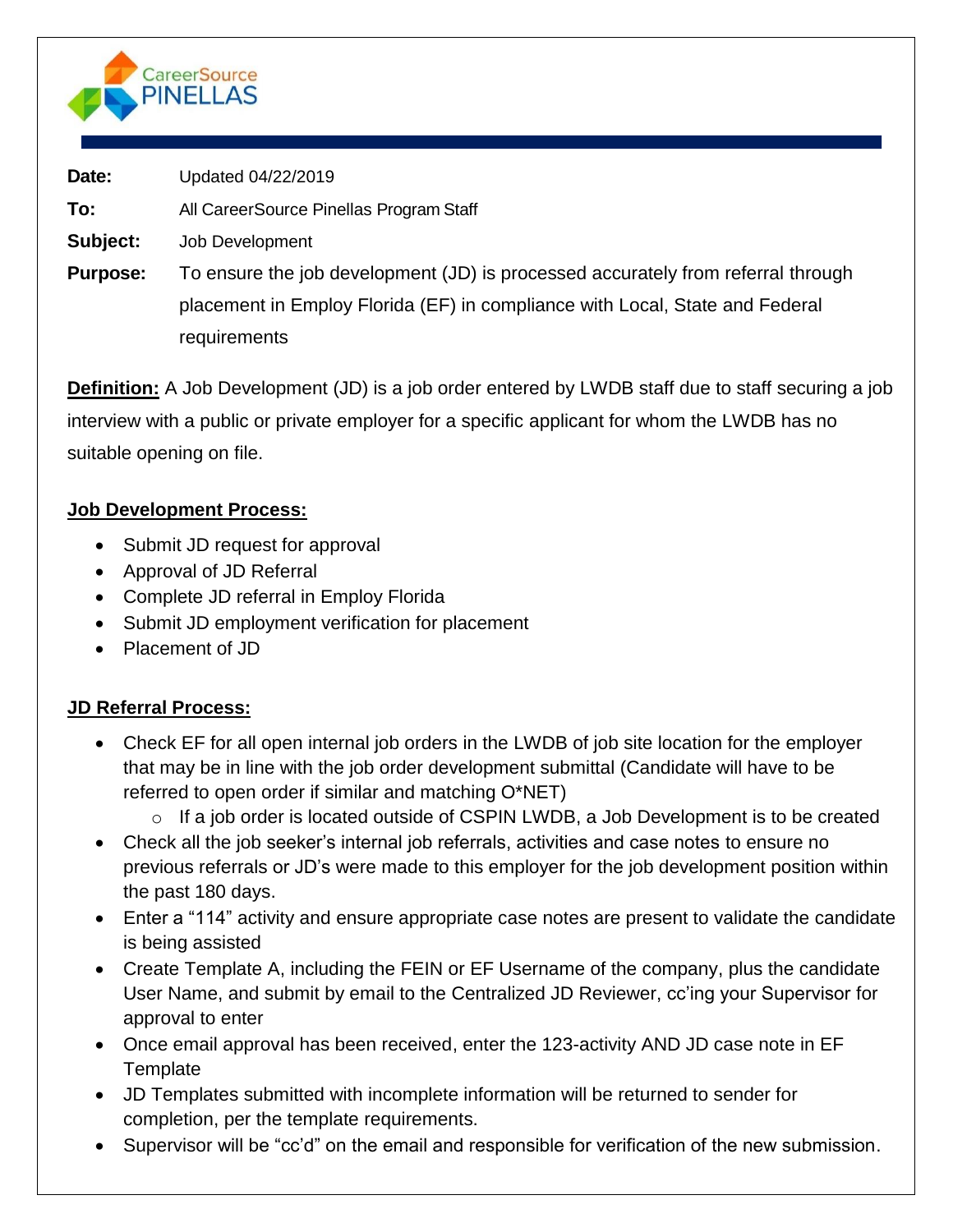CareerSource PINELLAS

**Date:** Updated 04/22/2019

**To:** All CareerSource Pinellas Program Staff

**Subject:** Job Development

**Purpose:** To ensure the job development (JD) is processed accurately from referral through placement in Employ Florida (EF) in compliance with Local, State and Federal requirements

**<u>Definition:</u>** A Job Development (JD) is a job order entered by LWDB staff due to staff securing a job interview with a public or private employer for a specific applicant for whom the LWDB has no suitable opening on file.

**<u>Job Development Process:</u>**

- Submit JD request for approval
- Approval of JD Referral
- Complete JD referral in Employ Florida
- Submit JD employment verification for placement
- Placement of JD

**<u>JD Referral Process:</u>**

- Check EF for all open internal job orders in the LWDB of job site location for the employer that may be in line with the job order development submittal (Candidate will have to be referred to open order if similar and matching O*NET)
  - If a job order is located outside of CSPIN LWDB, a Job Development is to be created
- Check all the job seeker's internal job referrals, activities and case notes to ensure no previous referrals or JD's were made to this employer for the job development position within the past 180 days.
- Enter a "114" activity and ensure appropriate case notes are present to validate the candidate is being assisted
- Create Template A, including the FEIN or EF Username of the company, plus the candidate User Name, and submit by email to the Centralized JD Reviewer, cc'ing your Supervisor for approval to enter
- Once email approval has been received, enter the 123-activity AND JD case note in EF Template
- JD Templates submitted with incomplete information will be returned to sender for completion, per the template requirements.
- Supervisor will be "cc'd" on the email and responsible for verification of the new submission.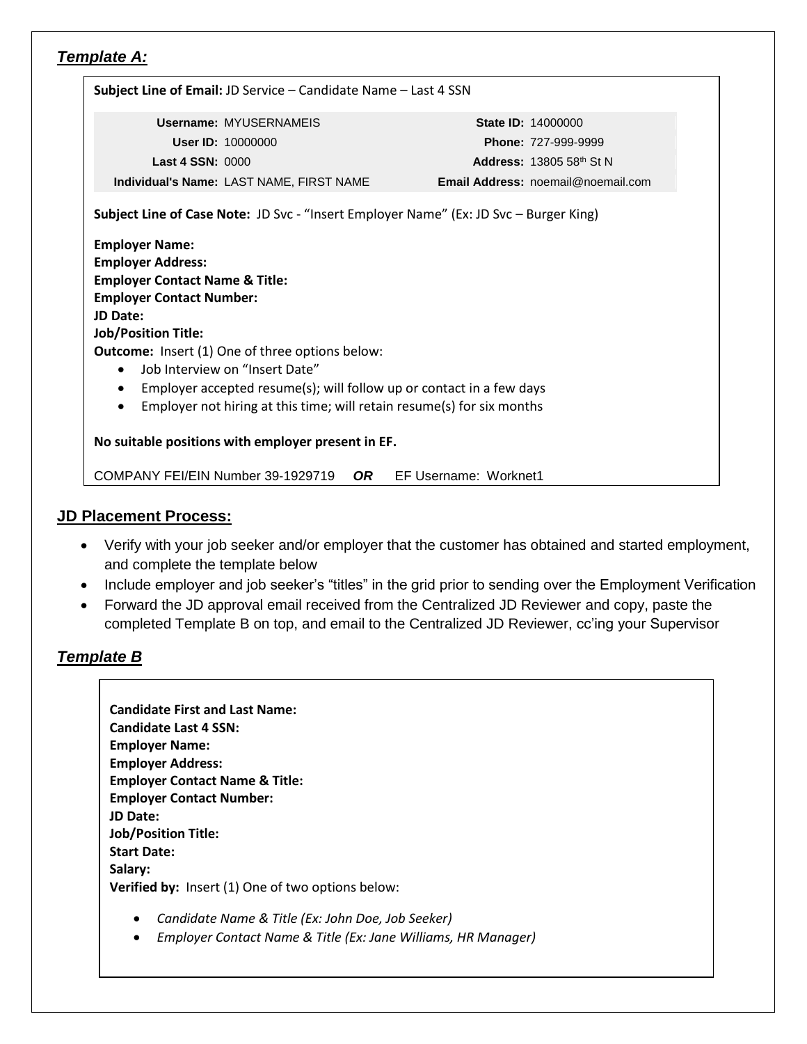## *Template A:*

**Subject Line of Email:** JD Service – Candidate Name – Last 4 SSN

| | | | |
|---|---|---|---|
| **Username:** | MYUSERNAMEIS | **State ID:** | 14000000 |
| **User ID:** | 10000000 | **Phone:** | 727-999-9999 |
| **Last 4 SSN:** | 0000 | **Address:** | 13805 58th St N |
| **Individual's Name:** | LAST NAME, FIRST NAME | **Email Address:** | noemail@noemail.com |

**Subject Line of Case Note:** JD Svc - "Insert Employer Name" (Ex: JD Svc – Burger King)

**Employer Name:**
**Employer Address:**
**Employer Contact Name & Title:**
**Employer Contact Number:**
**JD Date:**
**Job/Position Title:**
**Outcome:** Insert (1) One of three options below:

- Job Interview on "Insert Date"
- Employer accepted resume(s); will follow up or contact in a few days
- Employer not hiring at this time; will retain resume(s) for six months

**No suitable positions with employer present in EF.**

COMPANY FEI/EIN Number 39-1929719 ***OR*** EF Username: Worknet1

## JD Placement Process:

- Verify with your job seeker and/or employer that the customer has obtained and started employment, and complete the template below
- Include employer and job seeker's "titles" in the grid prior to sending over the Employment Verification
- Forward the JD approval email received from the Centralized JD Reviewer and copy, paste the completed Template B on top, and email to the Centralized JD Reviewer, cc'ing your Supervisor

## *Template B*

**Candidate First and Last Name:**
**Candidate Last 4 SSN:**
**Employer Name:**
**Employer Address:**
**Employer Contact Name & Title:**
**Employer Contact Number:**
**JD Date:**
**Job/Position Title:**
**Start Date:**
**Salary:**
**Verified by:** Insert (1) One of two options below:

- *Candidate Name & Title (Ex: John Doe, Job Seeker)*
- *Employer Contact Name & Title (Ex: Jane Williams, HR Manager)*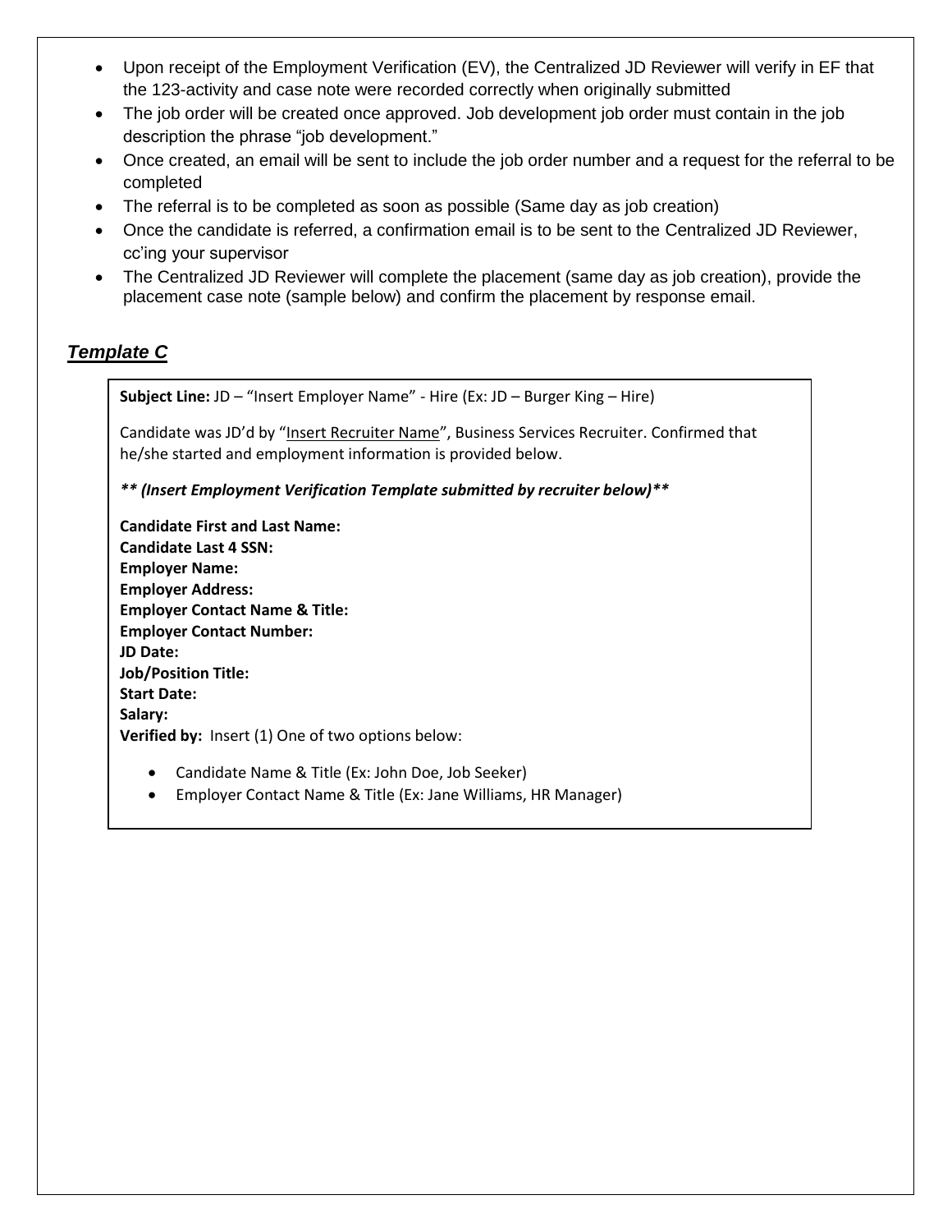- Upon receipt of the Employment Verification (EV), the Centralized JD Reviewer will verify in EF that the 123-activity and case note were recorded correctly when originally submitted
- The job order will be created once approved. Job development job order must contain in the job description the phrase "job development."
- Once created, an email will be sent to include the job order number and a request for the referral to be completed
- The referral is to be completed as soon as possible (Same day as job creation)
- Once the candidate is referred, a confirmation email is to be sent to the Centralized JD Reviewer, cc'ing your supervisor
- The Centralized JD Reviewer will complete the placement (same day as job creation), provide the placement case note (sample below) and confirm the placement by response email.

## ***Template C***

**Subject Line:** JD – "Insert Employer Name" - Hire (Ex: JD – Burger King – Hire)

Candidate was JD'd by "Insert Recruiter Name", Business Services Recruiter. Confirmed that he/she started and employment information is provided below.

***** (Insert Employment Verification Template submitted by recruiter below)*****

**Candidate First and Last Name:**
**Candidate Last 4 SSN:**
**Employer Name:**
**Employer Address:**
**Employer Contact Name & Title:**
**Employer Contact Number:**
**JD Date:**
**Job/Position Title:**
**Start Date:**
**Salary:**
**Verified by:** Insert (1) One of two options below:

- Candidate Name & Title (Ex: John Doe, Job Seeker)
- Employer Contact Name & Title (Ex: Jane Williams, HR Manager)